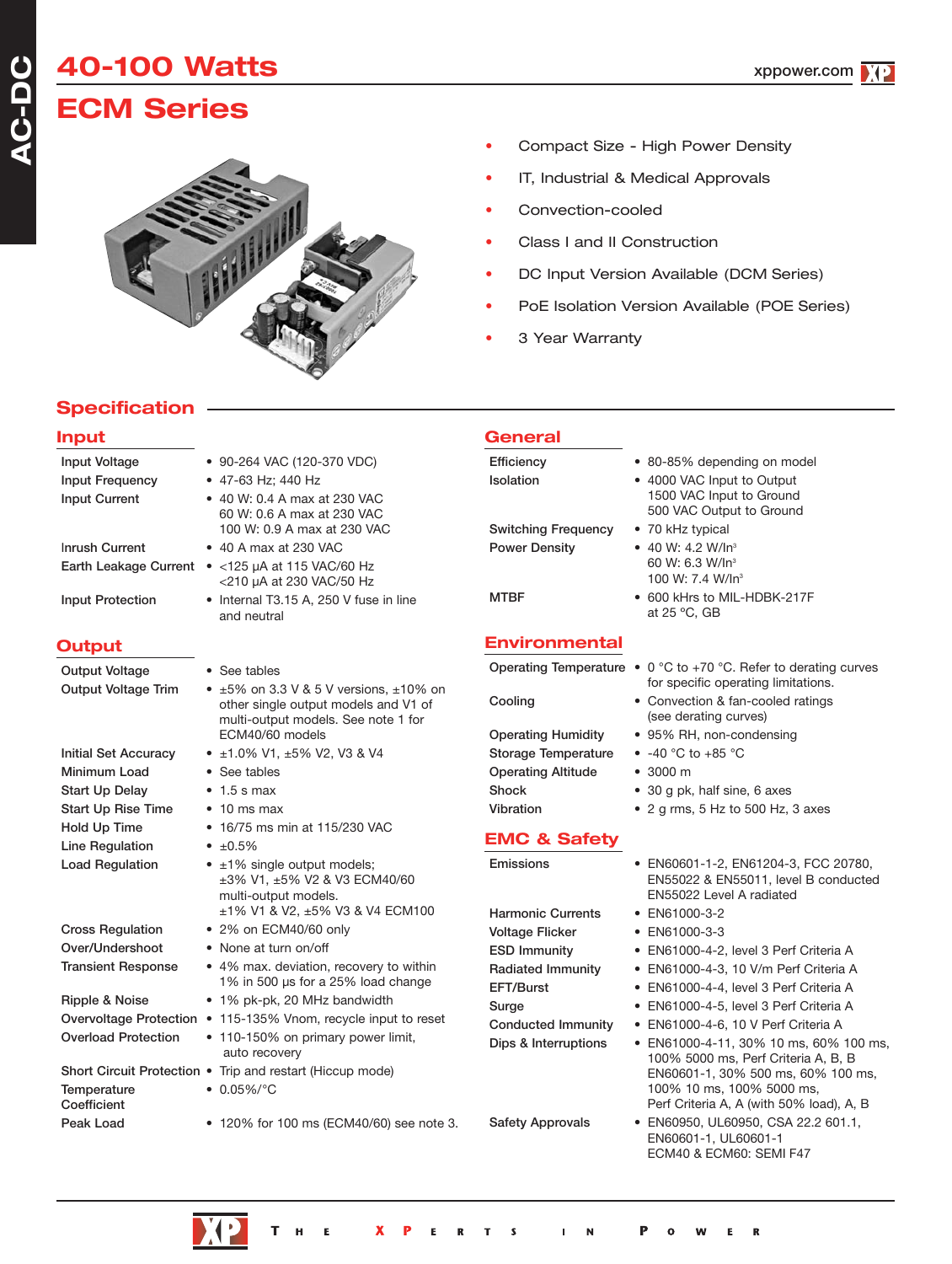# 40-100 Watts

# ECM Series

- Compact Size - High Power Density
- IT, Industrial & Medical Approvals
- Convection-cooled
- Class I and II Construction
- DC Input Version Available (DCM Series)
- PoE Isolation Version Available (POE Series)
- 3 Year Warranty

## Specification

### Input

| | |
|---|---|
| Input Voltage | • 90-264 VAC (120-370 VDC) |
| Input Frequency | • 47-63 Hz; 440 Hz |
| Input Current | • 40 W: 0.4 A max at 230 VAC<br>60 W: 0.6 A max at 230 VAC<br>100 W: 0.9 A max at 230 VAC |
| Inrush Current | • 40 A max at 230 VAC |
| Earth Leakage Current | • <125 µA at 115 VAC/60 Hz<br><210 µA at 230 VAC/50 Hz |
| Input Protection | • Internal T3.15 A, 250 V fuse in line and neutral |

### Output

| | |
|---|---|
| Output Voltage | • See tables |
| Output Voltage Trim | • ±5% on 3.3 V & 5 V versions, ±10% on other single output models and V1 of multi-output models. See note 1 for ECM40/60 models |
| Initial Set Accuracy | • ±1.0% V1, ±5% V2, V3 & V4 |
| Minimum Load | • See tables |
| Start Up Delay | • 1.5 s max |
| Start Up Rise Time | • 10 ms max |
| Hold Up Time | • 16/75 ms min at 115/230 VAC |
| Line Regulation | • ±0.5% |
| Load Regulation | • ±1% single output models;<br>±3% V1, ±5% V2 & V3 ECM40/60 multi-output models.<br>±1% V1 & V2, ±5% V3 & V4 ECM100 |
| Cross Regulation | • 2% on ECM40/60 only |
| Over/Undershoot | • None at turn on/off |
| Transient Response | • 4% max. deviation, recovery to within 1% in 500 µs for a 25% load change |
| Ripple & Noise | • 1% pk-pk, 20 MHz bandwidth |
| Overvoltage Protection | • 115-135% Vnom, recycle input to reset |
| Overload Protection | • 110-150% on primary power limit, auto recovery |
| Short Circuit Protection | • Trip and restart (Hiccup mode) |
| Temperature Coefficient | • 0.05%/°C |
| Peak Load | • 120% for 100 ms (ECM40/60) see note 3. |

### General

| | |
|---|---|
| Efficiency | • 80-85% depending on model |
| Isolation | • 4000 VAC Input to Output<br>1500 VAC Input to Ground<br>500 VAC Output to Ground |
| Switching Frequency | • 70 kHz typical |
| Power Density | • 40 W: 4.2 W/In³<br>60 W: 6.3 W/In³<br>100 W: 7.4 W/In³ |
| MTBF | • 600 kHrs to MIL-HDBK-217F at 25 °C, GB |

### Environmental

| | |
|---|---|
| Operating Temperature | • 0 °C to +70 °C. Refer to derating curves for specific operating limitations. |
| Cooling | • Convection & fan-cooled ratings (see derating curves) |
| Operating Humidity | • 95% RH, non-condensing |
| Storage Temperature | • -40 °C to +85 °C |
| Operating Altitude | • 3000 m |
| Shock | • 30 g pk, half sine, 6 axes |
| Vibration | • 2 g rms, 5 Hz to 500 Hz, 3 axes |

### EMC & Safety

| | |
|---|---|
| Emissions | • EN60601-1-2, EN61204-3, FCC 20780, EN55022 & EN55011, level B conducted EN55022 Level A radiated |
| Harmonic Currents | • EN61000-3-2 |
| Voltage Flicker | • EN61000-3-3 |
| ESD Immunity | • EN61000-4-2, level 3 Perf Criteria A |
| Radiated Immunity | • EN61000-4-3, 10 V/m Perf Criteria A |
| EFT/Burst | • EN61000-4-4, level 3 Perf Criteria A |
| Surge | • EN61000-4-5, level 3 Perf Criteria A |
| Conducted Immunity | • EN61000-4-6, 10 V Perf Criteria A |
| Dips & Interruptions | • EN61000-4-11, 30% 10 ms, 60% 100 ms, 100% 5000 ms, Perf Criteria A, B, B<br>EN60601-1, 30% 500 ms, 60% 100 ms, 100% 10 ms, 100% 5000 ms, Perf Criteria A, A (with 50% load), A, B |
| Safety Approvals | • EN60950, UL60950, CSA 22.2 601.1, EN60601-1, UL60601-1<br>ECM40 & ECM60: SEMI F47 |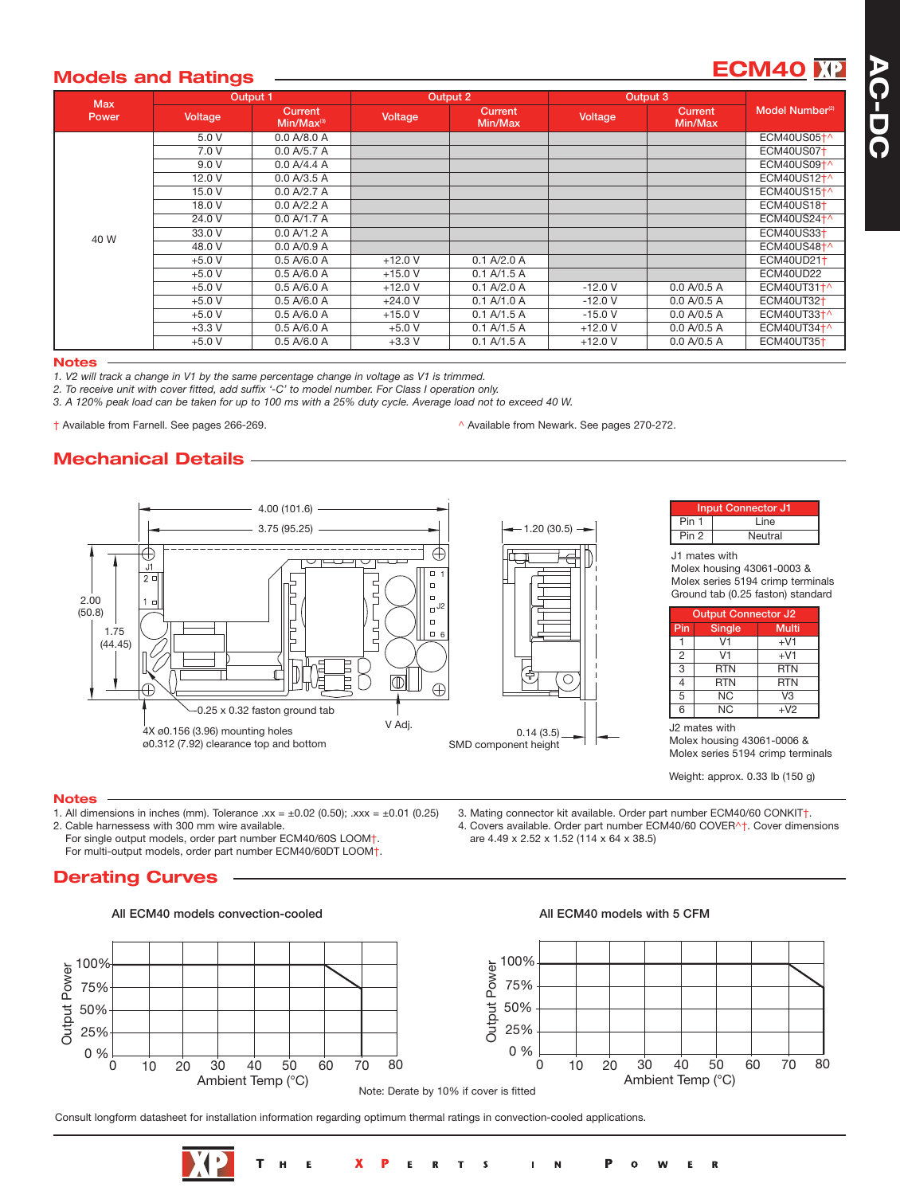## Models and Ratings

**ECM40**

| Max Power | Output 1 | | Output 2 | | Output 3 | | Model Number[2] |
|---|---|---|---|---|---|---|---|
| | Voltage | Current Min/Max[3] | Voltage | Current Min/Max | Voltage | Current Min/Max | |
| 40 W | 5.0 V | 0.0 A/8.0 A | | | | | ECM40US05†^ |
| | 7.0 V | 0.0 A/5.7 A | | | | | ECM40US07† |
| | 9.0 V | 0.0 A/4.4 A | | | | | ECM40US09†^ |
| | 12.0 V | 0.0 A/3.5 A | | | | | ECM40US12†^ |
| | 15.0 V | 0.0 A/2.7 A | | | | | ECM40US15†^ |
| | 18.0 V | 0.0 A/2.2 A | | | | | ECM40US18† |
| | 24.0 V | 0.0 A/1.7 A | | | | | ECM40US24†^ |
| | 33.0 V | 0.0 A/1.2 A | | | | | ECM40US33† |
| | 48.0 V | 0.0 A/0.9 A | | | | | ECM40US48†^ |
| | +5.0 V | 0.5 A/6.0 A | +12.0 V | 0.1 A/2.0 A | | | ECM40UD21† |
| | +5.0 V | 0.5 A/6.0 A | +15.0 V | 0.1 A/1.5 A | | | ECM40UD22 |
| | +5.0 V | 0.5 A/6.0 A | +12.0 V | 0.1 A/2.0 A | -12.0 V | 0.0 A/0.5 A | ECM40UT31†^ |
| | +5.0 V | 0.5 A/6.0 A | +24.0 V | 0.1 A/1.0 A | -12.0 V | 0.0 A/0.5 A | ECM40UT32† |
| | +5.0 V | 0.5 A/6.0 A | +15.0 V | 0.1 A/1.5 A | -15.0 V | 0.0 A/0.5 A | ECM40UT33†^ |
| | +3.3 V | 0.5 A/6.0 A | +5.0 V | 0.1 A/1.5 A | +12.0 V | 0.0 A/0.5 A | ECM40UT34†^ |
| | +5.0 V | 0.5 A/6.0 A | +3.3 V | 0.1 A/1.5 A | +12.0 V | 0.0 A/0.5 A | ECM40UT35† |

### Notes

*1. V2 will track a change in V1 by the same percentage change in voltage as V1 is trimmed.*
*2. To receive unit with cover fitted, add suffix '-C' to model number. For Class I operation only.*
*3. A 120% peak load can be taken for up to 100 ms with a 25% duty cycle. Average load not to exceed 40 W.*

† Available from Farnell. See pages 266-269.

^ Available from Newark. See pages 270-272.

## Mechanical Details

4.00 (101.6) | 3.75 (95.25) | 2.00 (50.8) | 1.75 (44.45) | 1.20 (30.5)

0.25 x 0.32 faston ground tab

4X ø0.156 (3.96) mounting holes
ø0.312 (7.92) clearance top and bottom

V Adj.

0.14 (3.5)
SMD component height

| Input Connector J1 | |
|---|---|
| Pin 1 | Line |
| Pin 2 | Neutral |

J1 mates with
Molex housing 43061-0003 &
Molex series 5194 crimp terminals
Ground tab (0.25 faston) standard

| Output Connector J2 | | |
|---|---|---|
| Pin | Single | Multi |
| 1 | V1 | +V1 |
| 2 | V1 | +V1 |
| 3 | RTN | RTN |
| 4 | RTN | RTN |
| 5 | NC | V3 |
| 6 | NC | +V2 |

J2 mates with
Molex housing 43061-0006 &
Molex series 5194 crimp terminals

Weight: approx. 0.33 lb (150 g)

### Notes

1. All dimensions in inches (mm). Tolerance .xx = ±0.02 (0.50); .xxx = ±0.01 (0.25)
2. Cable harnesses with 300 mm wire available.
   For single output models, order part number ECM40/60S LOOM†.
   For multi-output models, order part number ECM40/60DT LOOM†.
3. Mating connector kit available. Order part number ECM40/60 CONKIT†.
4. Covers available. Order part number ECM40/60 COVER^†. Cover dimensions are 4.49 x 2.52 x 1.52 (114 x 64 x 38.5)

## Derating Curves

**All ECM40 models convection-cooled**

Output Power (0 %–100%) vs Ambient Temp (°C) (0–80)

**All ECM40 models with 5 CFM**

Output Power (0 %–100%) vs Ambient Temp (°C) (0–80)

Note: Derate by 10% if cover is fitted

Consult longform datasheet for installation information regarding optimum thermal ratings in convection-cooled applications.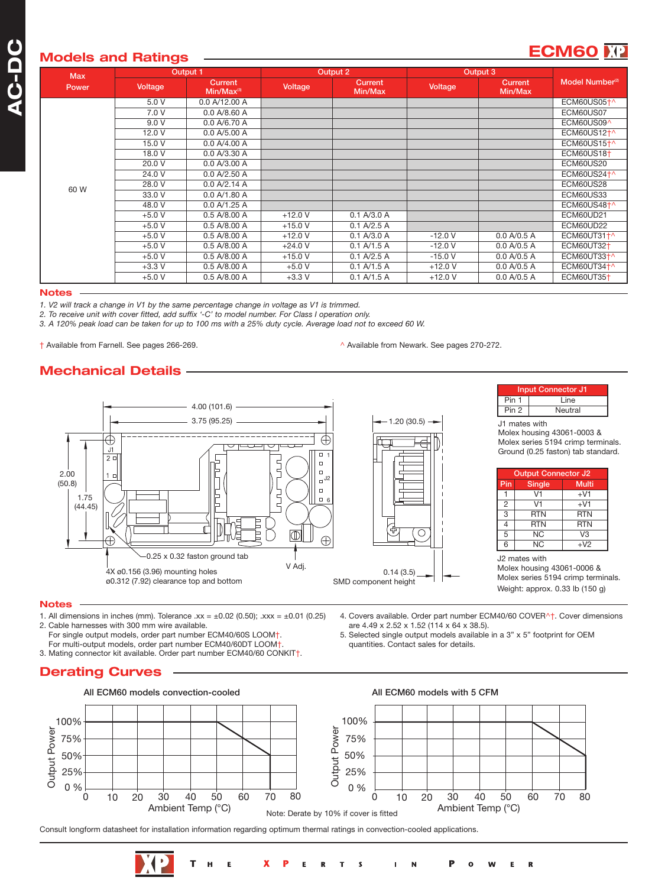## Models and Ratings

**ECM60**

| Max Power | Output 1 | | Output 2 | | Output 3 | | Model Number[2] |
|---|---|---|---|---|---|---|---|
| | Voltage | Current Min/Max[3] | Voltage | Current Min/Max | Voltage | Current Min/Max | |
| 60 W | 5.0 V | 0.0 A/12.00 A | | | | | ECM60US05†^ |
| | 7.0 V | 0.0 A/8.60 A | | | | | ECM60US07 |
| | 9.0 V | 0.0 A/6.70 A | | | | | ECM60US09^ |
| | 12.0 V | 0.0 A/5.00 A | | | | | ECM60US12†^ |
| | 15.0 V | 0.0 A/4.00 A | | | | | ECM60US15†^ |
| | 18.0 V | 0.0 A/3.30 A | | | | | ECM60US18† |
| | 20.0 V | 0.0 A/3.00 A | | | | | ECM60US20 |
| | 24.0 V | 0.0 A/2.50 A | | | | | ECM60US24†^ |
| | 28.0 V | 0.0 A/2.14 A | | | | | ECM60US28 |
| | 33.0 V | 0.0 A/1.80 A | | | | | ECM60US33 |
| | 48.0 V | 0.0 A/1.25 A | | | | | ECM60US48†^ |
| | +5.0 V | 0.5 A/8.00 A | +12.0 V | 0.1 A/3.0 A | | | ECM60UD21 |
| | +5.0 V | 0.5 A/8.00 A | +15.0 V | 0.1 A/2.5 A | | | ECM60UD22 |
| | +5.0 V | 0.5 A/8.00 A | +12.0 V | 0.1 A/3.0 A | -12.0 V | 0.0 A/0.5 A | ECM60UT31†^ |
| | +5.0 V | 0.5 A/8.00 A | +24.0 V | 0.1 A/1.5 A | -12.0 V | 0.0 A/0.5 A | ECM60UT32† |
| | +5.0 V | 0.5 A/8.00 A | +15.0 V | 0.1 A/2.5 A | -15.0 V | 0.0 A/0.5 A | ECM60UT33†^ |
| | +3.3 V | 0.5 A/8.00 A | +5.0 V | 0.1 A/1.5 A | +12.0 V | 0.0 A/0.5 A | ECM60UT34†^ |
| | +5.0 V | 0.5 A/8.00 A | +3.3 V | 0.1 A/1.5 A | +12.0 V | 0.0 A/0.5 A | ECM60UT35† |

### Notes

*1. V2 will track a change in V1 by the same percentage change in voltage as V1 is trimmed.*
*2. To receive unit with cover fitted, add suffix '-C' to model number. For Class I operation only.*
*3. A 120% peak load can be taken for up to 100 ms with a 25% duty cycle. Average load not to exceed 60 W.*

† Available from Farnell. See pages 266-269.

^ Available from Newark. See pages 270-272.

## Mechanical Details

4.00 (101.6)
3.75 (95.25)
2.00 (50.8)
1.75 (44.45)
1.20 (30.5)
0.25 x 0.32 faston ground tab
V Adj.
4X ø0.156 (3.96) mounting holes ø0.312 (7.92) clearance top and bottom
0.14 (3.5) SMD component height

| Input Connector J1 | |
|---|---|
| Pin 1 | Line |
| Pin 2 | Neutral |

J1 mates with Molex housing 43061-0003 & Molex series 5194 crimp terminals. Ground (0.25 faston) tab standard.

| Output Connector J2 | | |
|---|---|---|
| Pin | Single | Multi |
| 1 | V1 | +V1 |
| 2 | V1 | +V1 |
| 3 | RTN | RTN |
| 4 | RTN | RTN |
| 5 | NC | V3 |
| 6 | NC | +V2 |

J2 mates with Molex housing 43061-0006 & Molex series 5194 crimp terminals.

Weight: approx. 0.33 lb (150 g)

### Notes

1. All dimensions in inches (mm). Tolerance .xx = ±0.02 (0.50); .xxx = ±0.01 (0.25)
2. Cable harnesses with 300 mm wire available.
   For single output models, order part number ECM40/60S LOOM†.
   For multi-output models, order part number ECM40/60DT LOOM†.
3. Mating connector kit available. Order part number ECM40/60 CONKIT†.
4. Covers available. Order part number ECM40/60 COVER^†. Cover dimensions are 4.49 x 2.52 x 1.52 (114 x 64 x 38.5).
5. Selected single output models available in a 3" x 5" footprint for OEM quantities. Contact sales for details.

## Derating Curves

All ECM60 models convection-cooled

Output Power (0%–100%) vs Ambient Temp (°C) (0–80)

All ECM60 models with 5 CFM

Output Power (0%–100%) vs Ambient Temp (°C) (0–80)

Note: Derate by 10% if cover is fitted

Consult longform datasheet for installation information regarding optimum thermal ratings in convection-cooled applications.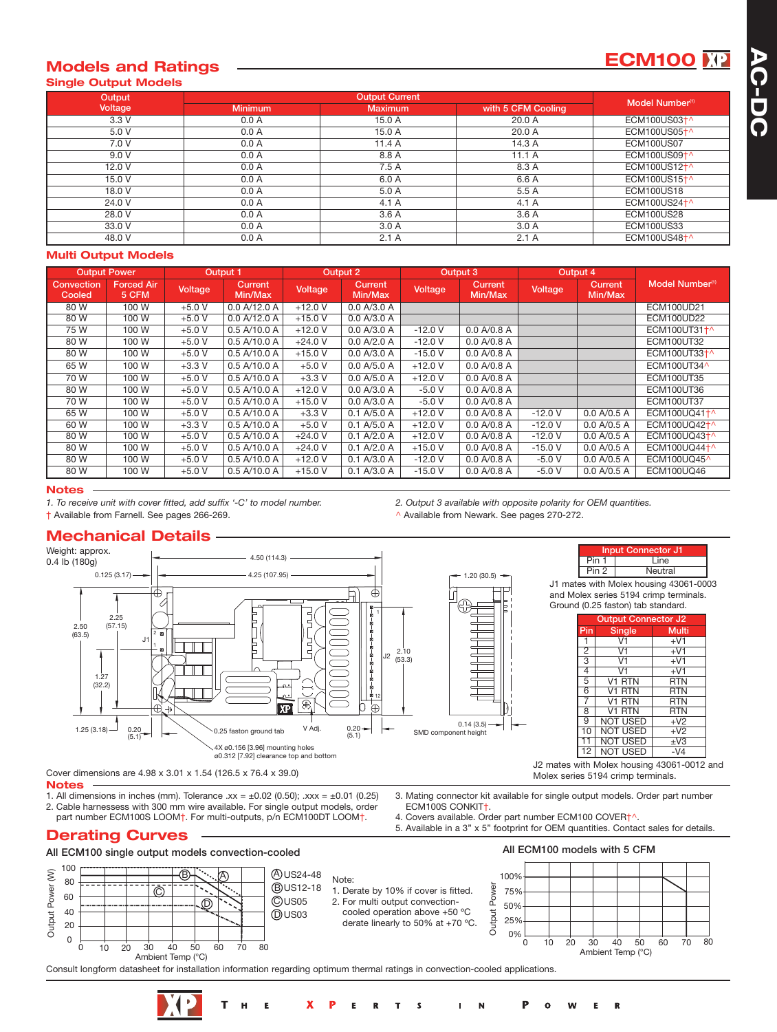# ECM100

## Models and Ratings

### Single Output Models

| Output Voltage | Output Current Minimum | Output Current Maximum | Output Current with 5 CFM Cooling | Model Number[1] |
|---|---|---|---|---|
| 3.3 V | 0.0 A | 15.0 A | 20.0 A | ECM100US03†^ |
| 5.0 V | 0.0 A | 15.0 A | 20.0 A | ECM100US05†^ |
| 7.0 V | 0.0 A | 11.4 A | 14.3 A | ECM100US07 |
| 9.0 V | 0.0 A | 8.8 A | 11.1 A | ECM100US09†^ |
| 12.0 V | 0.0 A | 7.5 A | 8.3 A | ECM100US12†^ |
| 15.0 V | 0.0 A | 6.0 A | 6.6 A | ECM100US15†^ |
| 18.0 V | 0.0 A | 5.0 A | 5.5 A | ECM100US18 |
| 24.0 V | 0.0 A | 4.1 A | 4.1 A | ECM100US24†^ |
| 28.0 V | 0.0 A | 3.6 A | 3.6 A | ECM100US28 |
| 33.0 V | 0.0 A | 3.0 A | 3.0 A | ECM100US33 |
| 48.0 V | 0.0 A | 2.1 A | 2.1 A | ECM100US48†^ |

### Multi Output Models

| Output Power | | Output 1 | | Output 2 | | Output 3 | | Output 4 | | Model Number[1] |
|---|---|---|---|---|---|---|---|---|---|---|
| Convection Cooled | Forced Air 5 CFM | Voltage | Current Min/Max | Voltage | Current Min/Max | Voltage | Current Min/Max | Voltage | Current Min/Max | |
| 80 W | 100 W | +5.0 V | 0.0 A/12.0 A | +12.0 V | 0.0 A/3.0 A | | | | | ECM100UD21 |
| 80 W | 100 W | +5.0 V | 0.0 A/12.0 A | +15.0 V | 0.0 A/3.0 A | | | | | ECM100UD22 |
| 75 W | 100 W | +5.0 V | 0.5 A/10.0 A | +12.0 V | 0.0 A/3.0 A | -12.0 V | 0.0 A/0.8 A | | | ECM100UT31†^ |
| 80 W | 100 W | +5.0 V | 0.5 A/10.0 A | +24.0 V | 0.0 A/2.0 A | -12.0 V | 0.0 A/0.8 A | | | ECM100UT32 |
| 80 W | 100 W | +5.0 V | 0.5 A/10.0 A | +15.0 V | 0.0 A/3.0 A | -15.0 V | 0.0 A/0.8 A | | | ECM100UT33†^ |
| 65 W | 100 W | +3.3 V | 0.5 A/10.0 A | +5.0 V | 0.0 A/5.0 A | +12.0 V | 0.0 A/0.8 A | | | ECM100UT34^ |
| 70 W | 100 W | +5.0 V | 0.5 A/10.0 A | +3.3 V | 0.0 A/5.0 A | +12.0 V | 0.0 A/0.8 A | | | ECM100UT35 |
| 80 W | 100 W | +5.0 V | 0.5 A/10.0 A | +12.0 V | 0.0 A/3.0 A | -5.0 V | 0.0 A/0.8 A | | | ECM100UT36 |
| 70 W | 100 W | +5.0 V | 0.5 A/10.0 A | +15.0 V | 0.0 A/3.0 A | -5.0 V | 0.0 A/0.8 A | | | ECM100UT37 |
| 65 W | 100 W | +5.0 V | 0.5 A/10.0 A | +3.3 V | 0.1 A/5.0 A | +12.0 V | 0.0 A/0.8 A | -12.0 V | 0.0 A/0.5 A | ECM100UQ41†^ |
| 60 W | 100 W | +3.3 V | 0.5 A/10.0 A | +5.0 V | 0.1 A/5.0 A | +12.0 V | 0.0 A/0.8 A | -12.0 V | 0.0 A/0.5 A | ECM100UQ42†^ |
| 80 W | 100 W | +5.0 V | 0.5 A/10.0 A | +24.0 V | 0.1 A/2.0 A | +12.0 V | 0.0 A/0.8 A | -12.0 V | 0.0 A/0.5 A | ECM100UQ43†^ |
| 80 W | 100 W | +5.0 V | 0.5 A/10.0 A | +24.0 V | 0.1 A/2.0 A | +15.0 V | 0.0 A/0.8 A | -15.0 V | 0.0 A/0.5 A | ECM100UQ44†^ |
| 80 W | 100 W | +5.0 V | 0.5 A/10.0 A | +12.0 V | 0.1 A/3.0 A | -12.0 V | 0.0 A/0.8 A | -5.0 V | 0.0 A/0.5 A | ECM100UQ45^ |
| 80 W | 100 W | +5.0 V | 0.5 A/10.0 A | +15.0 V | 0.1 A/3.0 A | -15.0 V | 0.0 A/0.8 A | -5.0 V | 0.0 A/0.5 A | ECM100UQ46 |

### Notes

1. *To receive unit with cover fitted, add suffix '-C' to model number.*
2. *Output 3 available with opposite polarity for OEM quantities.*

† Available from Farnell. See pages 266-269.

^ Available from Newark. See pages 270-272.

## Mechanical Details

Weight: approx. 0.4 lb (180g)

| Input Connector J1 | |
|---|---|
| Pin 1 | Line |
| Pin 2 | Neutral |

J1 mates with Molex housing 43061-0003 and Molex series 5194 crimp terminals. Ground (0.25 faston) tab standard.

| Output Connector J2 | | |
|---|---|---|
| Pin | Single | Multi |
| 1 | V1 | +V1 |
| 2 | V1 | +V1 |
| 3 | V1 | +V1 |
| 4 | V1 | +V1 |
| 5 | V1 RTN | RTN |
| 6 | V1 RTN | RTN |
| 7 | V1 RTN | RTN |
| 8 | V1 RTN | RTN |
| 9 | NOT USED | +V2 |
| 10 | NOT USED | +V2 |
| 11 | NOT USED | ±V3 |
| 12 | NOT USED | -V4 |

J2 mates with Molex housing 43061-0012 and Molex series 5194 crimp terminals.

Dimensions: 4.50 (114.3); 4.25 (107.95); 0.125 (3.17); 2.50 (63.5); 2.25 (57.15); 1.27 (32.2); 1.25 (3.18); 0.20 (5.1); 2.10 (53.3); 1.20 (30.5); 0.14 (3.5) SMD component height; 0.25 faston ground tab; V Adj.; 4X ø0.156 [3.96] mounting holes ø0.312 [7.92] clearance top and bottom

Cover dimensions are 4.98 x 3.01 x 1.54 (126.5 x 76.4 x 39.0)

### Notes

1. All dimensions in inches (mm). Tolerance .xx = ±0.02 (0.50); .xxx = ±0.01 (0.25)
2. Cable harnessess with 300 mm wire available. For single output models, order part number ECM100S LOOM†. For multi-outputs, p/n ECM100DT LOOM†.
3. Mating connector kit available for single output models. Order part number ECM100S CONKIT†.
4. Covers available. Order part number ECM100 COVER†^.
5. Available in a 3" x 5" footprint for OEM quantities. Contact sales for details.

## Derating Curves

**All ECM100 single output models convection-cooled**

Ⓐ US24-48
Ⓑ US12-18
Ⓒ US05
Ⓓ US03

Output Power (W) vs Ambient Temp (°C)

Note:
1. Derate by 10% if cover is fitted.
2. For multi output convection-cooled operation above +50 °C derate linearly to 50% at +70 °C.

**All ECM100 models with 5 CFM**

Output Power vs Ambient Temp (°C)

Consult longform datasheet for installation information regarding optimum thermal ratings in convection-cooled applications.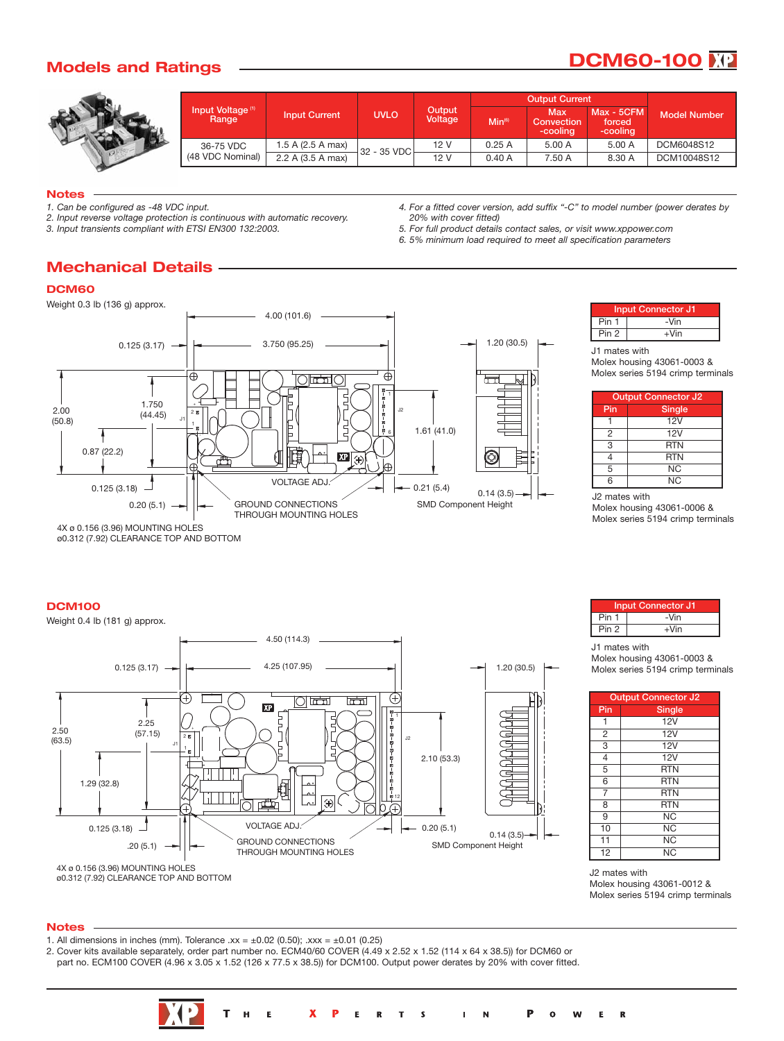## Models and Ratings

# DCM60-100

| Input Voltage [1] Range | Input Current | UVLO | Output Voltage | Output Current | | | Model Number |
|---|---|---|---|---|---|---|---|
| | | | | Min[6] | Max Convection -cooling | Max - 5CFM forced -cooling | |
| 36-75 VDC (48 VDC Nominal) | 1.5 A (2.5 A max) | 32 - 35 VDC | 12 V | 0.25 A | 5.00 A | 5.00 A | DCM6048S12 |
| | 2.2 A (3.5 A max) | | 12 V | 0.40 A | 7.50 A | 8.30 A | DCM10048S12 |

### Notes

1. *Can be configured as -48 VDC input.*
2. *Input reverse voltage protection is continuous with automatic recovery.*
3. *Input transients compliant with ETSI EN300 132:2003.*
4. *For a fitted cover version, add suffix "-C" to model number (power derates by 20% with cover fitted)*
5. *For full product details contact sales, or visit www.xppower.com*
6. *5% minimum load required to meet all specification parameters*

## Mechanical Details

### DCM60

Weight 0.3 lb (136 g) approx.

4.00 (101.6)
3.750 (95.25)
0.125 (3.17)
1.20 (30.5)
2.00 (50.8)
1.750 (44.45)
1.61 (41.0)
0.87 (22.2)
0.125 (3.18)
0.20 (5.1)
0.21 (5.4)
0.14 (3.5)
SMD Component Height
VOLTAGE ADJ.
GROUND CONNECTIONS THROUGH MOUNTING HOLES
4X ø 0.156 (3.96) MOUNTING HOLES
ø0.312 (7.92) CLEARANCE TOP AND BOTTOM

| Input Connector J1 | |
|---|---|
| Pin 1 | -Vin |
| Pin 2 | +Vin |

J1 mates with
Molex housing 43061-0003 &
Molex series 5194 crimp terminals

| Output Connector J2 | |
|---|---|
| Pin | Single |
| 1 | 12V |
| 2 | 12V |
| 3 | RTN |
| 4 | RTN |
| 5 | NC |
| 6 | NC |

J2 mates with
Molex housing 43061-0006 &
Molex series 5194 crimp terminals

### DCM100

Weight 0.4 lb (181 g) approx.

4.50 (114.3)
4.25 (107.95)
0.125 (3.17)
1.20 (30.5)
2.50 (63.5)
2.25 (57.15)
2.10 (53.3)
1.29 (32.8)
0.125 (3.18)
.20 (5.1)
0.20 (5.1)
0.14 (3.5)
SMD Component Height
VOLTAGE ADJ.
GROUND CONNECTIONS THROUGH MOUNTING HOLES
4X ø 0.156 (3.96) MOUNTING HOLES
ø0.312 (7.92) CLEARANCE TOP AND BOTTOM

| Input Connector J1 | |
|---|---|
| Pin 1 | -Vin |
| Pin 2 | +Vin |

J1 mates with
Molex housing 43061-0003 &
Molex series 5194 crimp terminals

| Output Connector J2 | |
|---|---|
| Pin | Single |
| 1 | 12V |
| 2 | 12V |
| 3 | 12V |
| 4 | 12V |
| 5 | RTN |
| 6 | RTN |
| 7 | RTN |
| 8 | RTN |
| 9 | NC |
| 10 | NC |
| 11 | NC |
| 12 | NC |

J2 mates with
Molex housing 43061-0012 &
Molex series 5194 crimp terminals

### Notes

1. All dimensions in inches (mm). Tolerance .xx = ±0.02 (0.50); .xxx = ±0.01 (0.25)
2. Cover kits available separately, order part number no. ECM40/60 COVER (4.49 x 2.52 x 1.52 (114 x 64 x 38.5)) for DCM60 or part no. ECM100 COVER (4.96 x 3.05 x 1.52 (126 x 77.5 x 38.5)) for DCM100. Output power derates by 20% with cover fitted.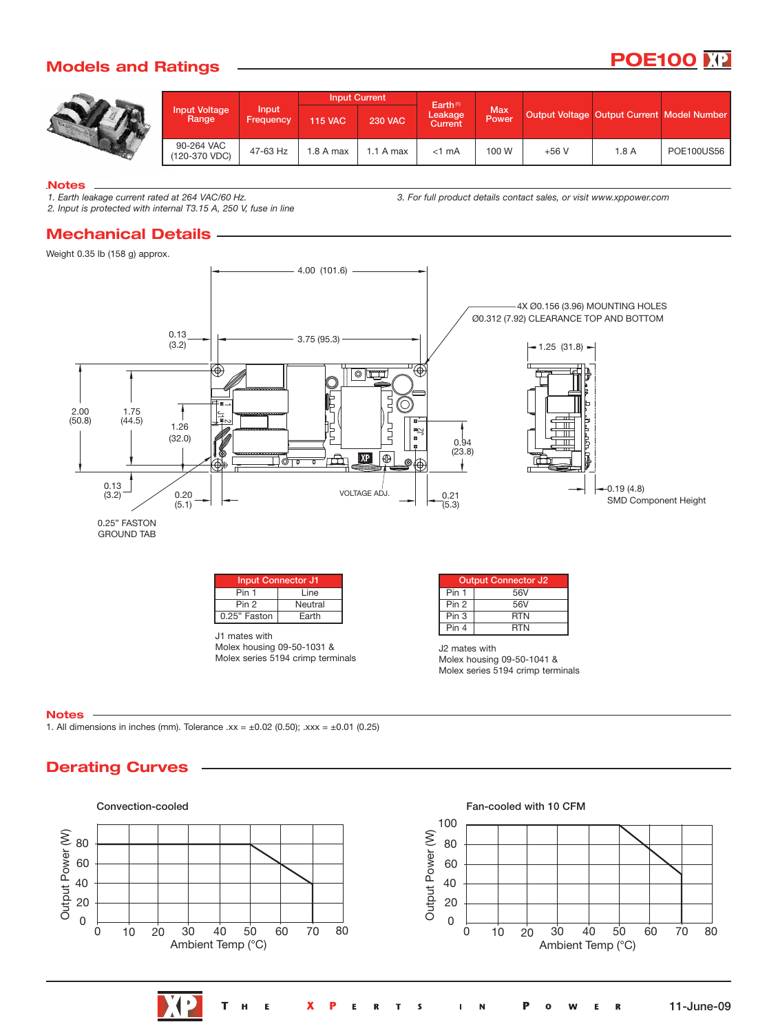## Models and Ratings

**POE100**

| Input Voltage Range | Input Frequency | Input Current | | Earth[1] Leakage Current | Max Power | Output Voltage | Output Current | Model Number |
|---|---|---|---|---|---|---|---|---|
| | | 115 VAC | 230 VAC | | | | | |
| 90-264 VAC (120-370 VDC) | 47-63 Hz | 1.8 A max | 1.1 A max | <1 mA | 100 W | +56 V | 1.8 A | POE100US56 |

### Notes

1. Earth leakage current rated at 264 VAC/60 Hz.
2. Input is protected with internal T3.15 A, 250 V, fuse in line
3. For full product details contact sales, or visit www.xppower.com

## Mechanical Details

Weight 0.35 lb (158 g) approx.

4.00 (101.6)

3.75 (95.3)

0.13 (3.2)

4X Ø0.156 (3.96) MOUNTING HOLES
Ø0.312 (7.92) CLEARANCE TOP AND BOTTOM

1.25 (31.8)

2.00 (50.8)

1.75 (44.5)

1.26 (32.0)

0.94 (23.8)

0.13 (3.2)

0.20 (5.1)

VOLTAGE ADJ.

0.21 (5.3)

0.19 (4.8)
SMD Component Height

0.25" FASTON
GROUND TAB

| Input Connector J1 | |
|---|---|
| Pin 1 | Line |
| Pin 2 | Neutral |
| 0.25" Faston | Earth |

J1 mates with
Molex housing 09-50-1031 &
Molex series 5194 crimp terminals

| Output Connector J2 | |
|---|---|
| Pin 1 | 56V |
| Pin 2 | 56V |
| Pin 3 | RTN |
| Pin 4 | RTN |

J2 mates with
Molex housing 09-50-1041 &
Molex series 5194 crimp terminals

### Notes

1. All dimensions in inches (mm). Tolerance .xx = ±0.02 (0.50); .xxx = ±0.01 (0.25)

## Derating Curves

Convection-cooled

Output Power (W)
0
20
40
60
80

0 10 20 30 40 50 60 70 80
Ambient Temp (°C)

Fan-cooled with 10 CFM

Output Power (W)
0
20
40
60
80
100

0 10 20 30 40 50 60 70 80
Ambient Temp (°C)

The XPerts in Power

11-June-09